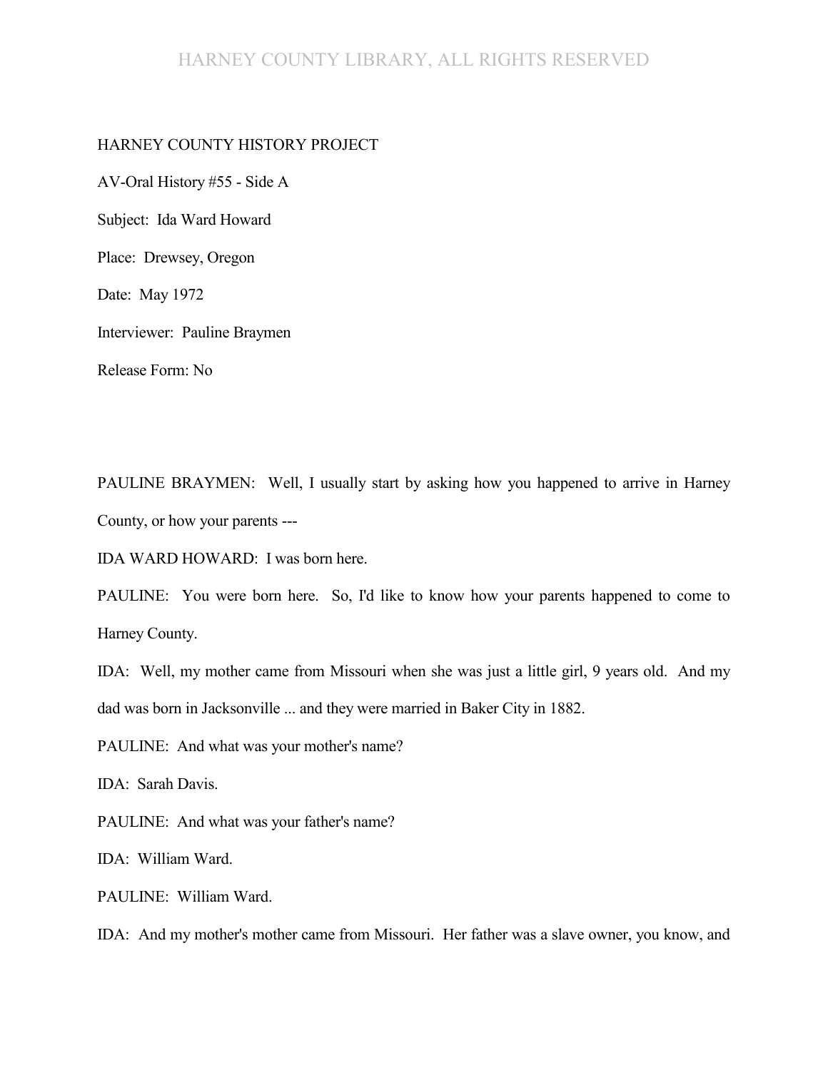HARNEY COUNTY HISTORY PROJECT

AV-Oral History #55 - Side A

Subject: Ida Ward Howard

Place: Drewsey, Oregon

Date: May 1972

Interviewer: Pauline Braymen

Release Form: No

PAULINE BRAYMEN: Well, I usually start by asking how you happened to arrive in Harney County, or how your parents ---

IDA WARD HOWARD: I was born here.

PAULINE: You were born here. So, I'd like to know how your parents happened to come to Harney County.

IDA: Well, my mother came from Missouri when she was just a little girl, 9 years old. And my dad was born in Jacksonville ... and they were married in Baker City in 1882.

PAULINE: And what was your mother's name?

IDA: Sarah Davis.

PAULINE: And what was your father's name?

IDA: William Ward.

PAULINE: William Ward.

IDA: And my mother's mother came from Missouri. Her father was a slave owner, you know, and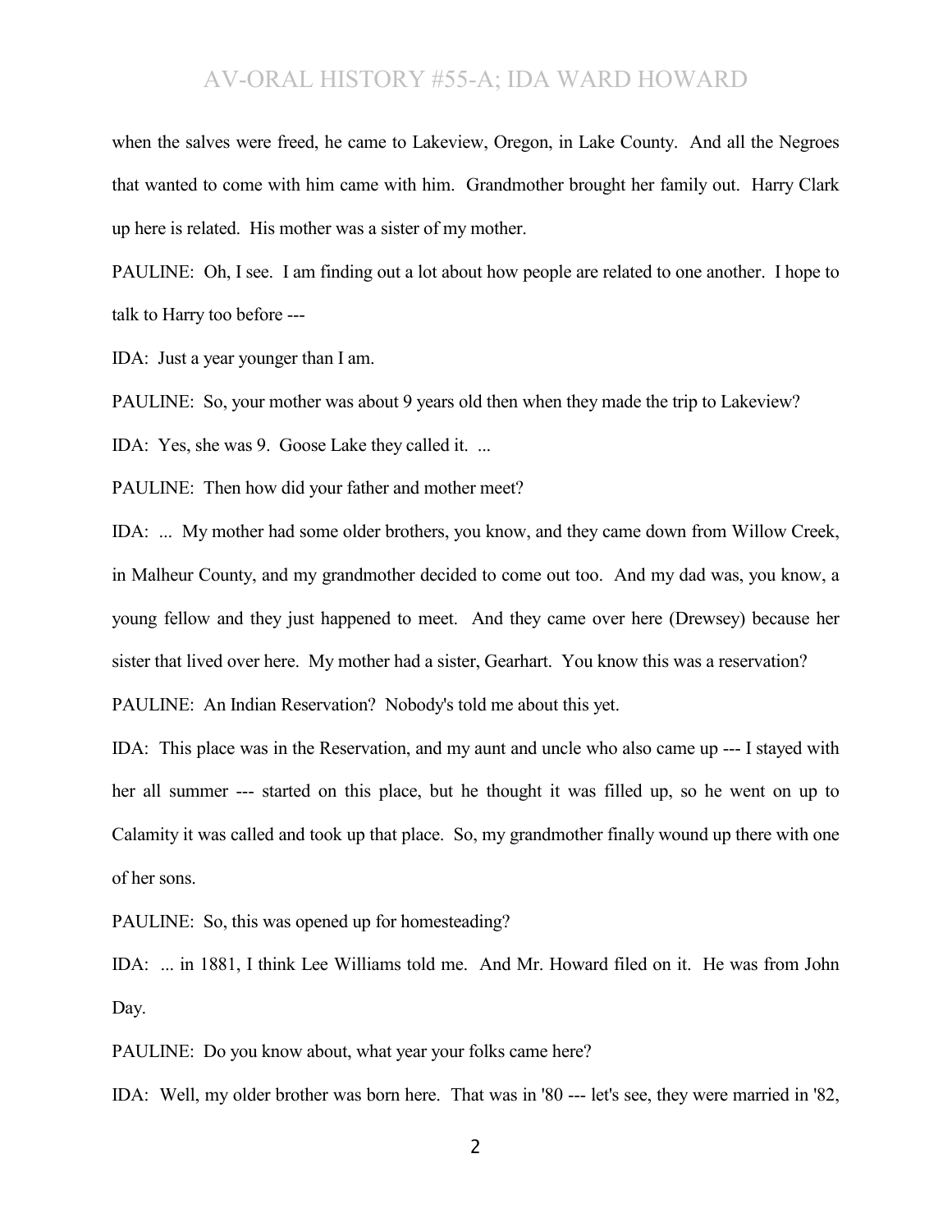when the salves were freed, he came to Lakeview, Oregon, in Lake County. And all the Negroes that wanted to come with him came with him. Grandmother brought her family out. Harry Clark up here is related. His mother was a sister of my mother.

PAULINE: Oh, I see. I am finding out a lot about how people are related to one another. I hope to talk to Harry too before ---

IDA: Just a year younger than I am.

PAULINE: So, your mother was about 9 years old then when they made the trip to Lakeview?

IDA: Yes, she was 9. Goose Lake they called it. ...

PAULINE: Then how did your father and mother meet?

IDA: ... My mother had some older brothers, you know, and they came down from Willow Creek, in Malheur County, and my grandmother decided to come out too. And my dad was, you know, a young fellow and they just happened to meet. And they came over here (Drewsey) because her sister that lived over here. My mother had a sister, Gearhart. You know this was a reservation?

PAULINE: An Indian Reservation? Nobody's told me about this yet.

IDA: This place was in the Reservation, and my aunt and uncle who also came up --- I stayed with her all summer --- started on this place, but he thought it was filled up, so he went on up to Calamity it was called and took up that place. So, my grandmother finally wound up there with one of her sons.

PAULINE: So, this was opened up for homesteading?

IDA: ... in 1881, I think Lee Williams told me. And Mr. Howard filed on it. He was from John Day.

PAULINE: Do you know about, what year your folks came here?

IDA: Well, my older brother was born here. That was in '80 --- let's see, they were married in '82,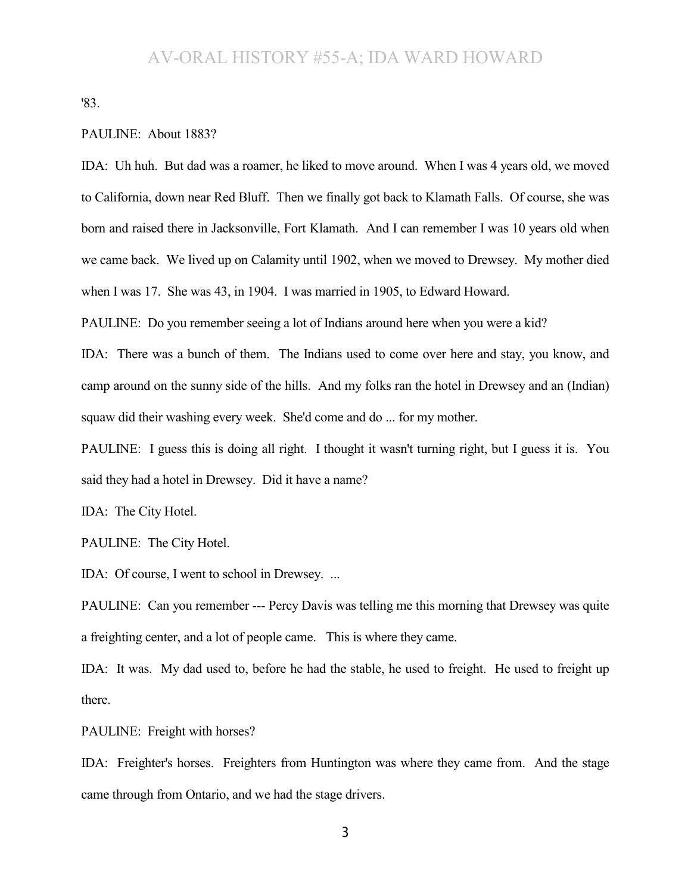'83.

PAULINE: About 1883?

IDA: Uh huh. But dad was a roamer, he liked to move around. When I was 4 years old, we moved to California, down near Red Bluff. Then we finally got back to Klamath Falls. Of course, she was born and raised there in Jacksonville, Fort Klamath. And I can remember I was 10 years old when we came back. We lived up on Calamity until 1902, when we moved to Drewsey. My mother died when I was 17. She was 43, in 1904. I was married in 1905, to Edward Howard.

PAULINE: Do you remember seeing a lot of Indians around here when you were a kid?

IDA: There was a bunch of them. The Indians used to come over here and stay, you know, and camp around on the sunny side of the hills. And my folks ran the hotel in Drewsey and an (Indian) squaw did their washing every week. She'd come and do ... for my mother.

PAULINE: I guess this is doing all right. I thought it wasn't turning right, but I guess it is. You said they had a hotel in Drewsey. Did it have a name?

IDA: The City Hotel.

PAULINE: The City Hotel.

IDA: Of course, I went to school in Drewsey. ...

PAULINE: Can you remember --- Percy Davis was telling me this morning that Drewsey was quite a freighting center, and a lot of people came. This is where they came.

IDA: It was. My dad used to, before he had the stable, he used to freight. He used to freight up there.

PAULINE: Freight with horses?

IDA: Freighter's horses. Freighters from Huntington was where they came from. And the stage came through from Ontario, and we had the stage drivers.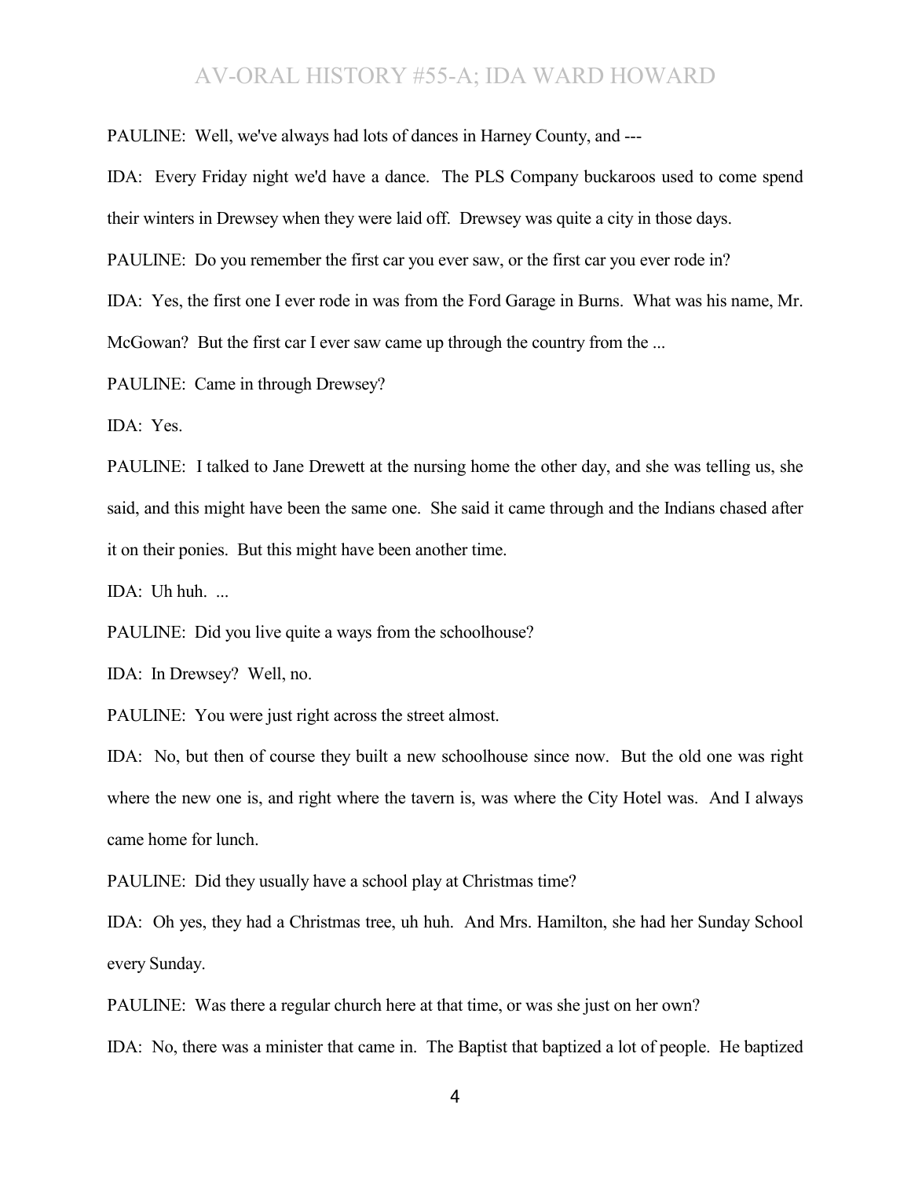PAULINE: Well, we've always had lots of dances in Harney County, and ---

IDA: Every Friday night we'd have a dance. The PLS Company buckaroos used to come spend their winters in Drewsey when they were laid off. Drewsey was quite a city in those days.

PAULINE: Do you remember the first car you ever saw, or the first car you ever rode in?

IDA: Yes, the first one I ever rode in was from the Ford Garage in Burns. What was his name, Mr. McGowan? But the first car I ever saw came up through the country from the ...

PAULINE: Came in through Drewsey?

IDA: Yes.

PAULINE: I talked to Jane Drewett at the nursing home the other day, and she was telling us, she said, and this might have been the same one. She said it came through and the Indians chased after it on their ponies. But this might have been another time.

IDA: Uh huh. ...

PAULINE: Did you live quite a ways from the schoolhouse?

IDA: In Drewsey? Well, no.

PAULINE: You were just right across the street almost.

IDA: No, but then of course they built a new schoolhouse since now. But the old one was right where the new one is, and right where the tavern is, was where the City Hotel was. And I always came home for lunch.

PAULINE: Did they usually have a school play at Christmas time?

IDA: Oh yes, they had a Christmas tree, uh huh. And Mrs. Hamilton, she had her Sunday School every Sunday.

PAULINE: Was there a regular church here at that time, or was she just on her own?

IDA: No, there was a minister that came in. The Baptist that baptized a lot of people. He baptized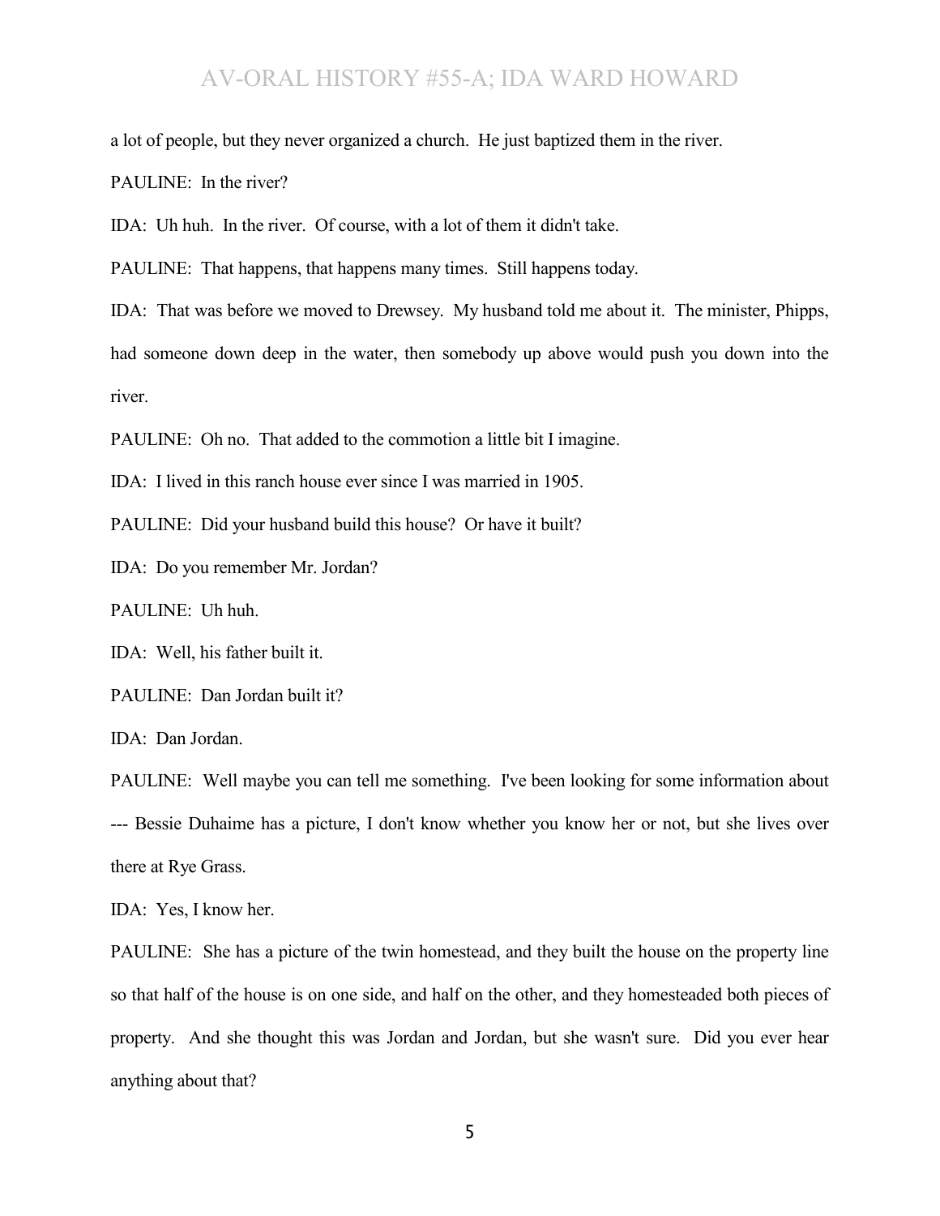a lot of people, but they never organized a church. He just baptized them in the river.

PAULINE: In the river?

IDA: Uh huh. In the river. Of course, with a lot of them it didn't take.

PAULINE: That happens, that happens many times. Still happens today.

IDA: That was before we moved to Drewsey. My husband told me about it. The minister, Phipps, had someone down deep in the water, then somebody up above would push you down into the river.

PAULINE: Oh no. That added to the commotion a little bit I imagine.

IDA: I lived in this ranch house ever since I was married in 1905.

PAULINE: Did your husband build this house? Or have it built?

IDA: Do you remember Mr. Jordan?

PAULINE: Uh huh.

IDA: Well, his father built it.

PAULINE: Dan Jordan built it?

IDA: Dan Jordan.

PAULINE: Well maybe you can tell me something. I've been looking for some information about --- Bessie Duhaime has a picture, I don't know whether you know her or not, but she lives over there at Rye Grass.

IDA: Yes, I know her.

PAULINE: She has a picture of the twin homestead, and they built the house on the property line so that half of the house is on one side, and half on the other, and they homesteaded both pieces of property. And she thought this was Jordan and Jordan, but she wasn't sure. Did you ever hear anything about that?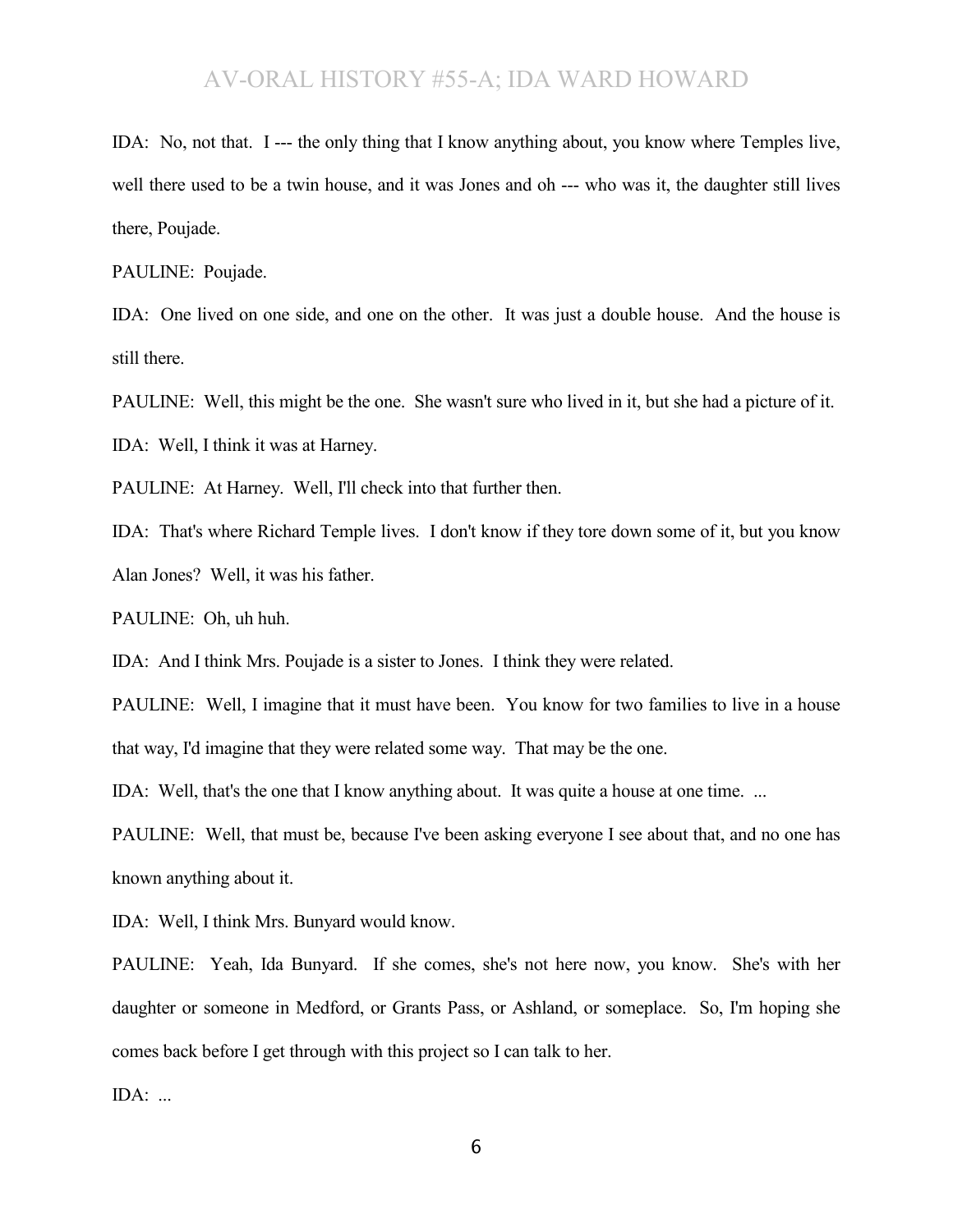IDA: No, not that. I --- the only thing that I know anything about, you know where Temples live, well there used to be a twin house, and it was Jones and oh --- who was it, the daughter still lives there, Poujade.

PAULINE: Poujade.

IDA: One lived on one side, and one on the other. It was just a double house. And the house is still there.

PAULINE: Well, this might be the one. She wasn't sure who lived in it, but she had a picture of it.

IDA: Well, I think it was at Harney.

PAULINE: At Harney. Well, I'll check into that further then.

IDA: That's where Richard Temple lives. I don't know if they tore down some of it, but you know Alan Jones? Well, it was his father.

PAULINE: Oh, uh huh.

IDA: And I think Mrs. Poujade is a sister to Jones. I think they were related.

PAULINE: Well, I imagine that it must have been. You know for two families to live in a house that way, I'd imagine that they were related some way. That may be the one.

IDA: Well, that's the one that I know anything about. It was quite a house at one time. ...

PAULINE: Well, that must be, because I've been asking everyone I see about that, and no one has known anything about it.

IDA: Well, I think Mrs. Bunyard would know.

PAULINE: Yeah, Ida Bunyard. If she comes, she's not here now, you know. She's with her daughter or someone in Medford, or Grants Pass, or Ashland, or someplace. So, I'm hoping she comes back before I get through with this project so I can talk to her.

IDA: ...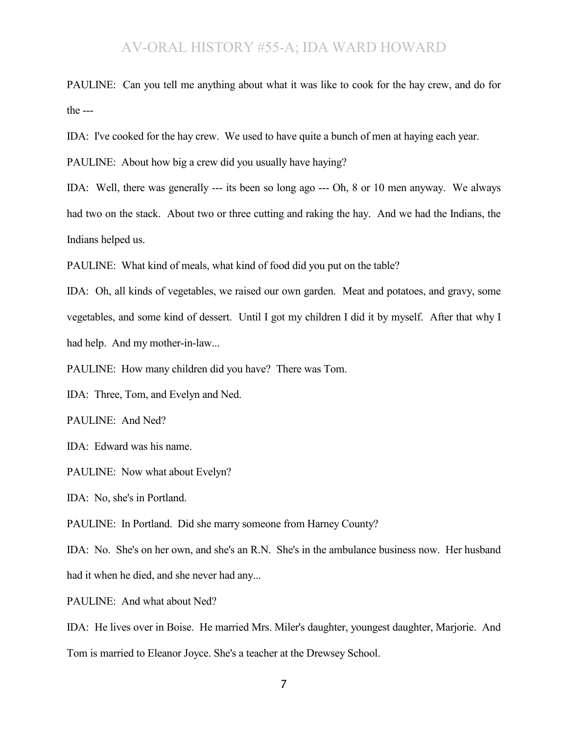PAULINE: Can you tell me anything about what it was like to cook for the hay crew, and do for the ---

IDA: I've cooked for the hay crew. We used to have quite a bunch of men at haying each year.

PAULINE: About how big a crew did you usually have haying?

IDA: Well, there was generally --- its been so long ago --- Oh, 8 or 10 men anyway. We always had two on the stack. About two or three cutting and raking the hay. And we had the Indians, the Indians helped us.

PAULINE: What kind of meals, what kind of food did you put on the table?

IDA: Oh, all kinds of vegetables, we raised our own garden. Meat and potatoes, and gravy, some vegetables, and some kind of dessert. Until I got my children I did it by myself. After that why I had help. And my mother-in-law...

PAULINE: How many children did you have? There was Tom.

IDA: Three, Tom, and Evelyn and Ned.

PAULINE: And Ned?

IDA: Edward was his name.

PAULINE: Now what about Evelyn?

IDA: No, she's in Portland.

PAULINE: In Portland. Did she marry someone from Harney County?

IDA: No. She's on her own, and she's an R.N. She's in the ambulance business now. Her husband had it when he died, and she never had any...

PAULINE: And what about Ned?

IDA: He lives over in Boise. He married Mrs. Miler's daughter, youngest daughter, Marjorie. And Tom is married to Eleanor Joyce. She's a teacher at the Drewsey School.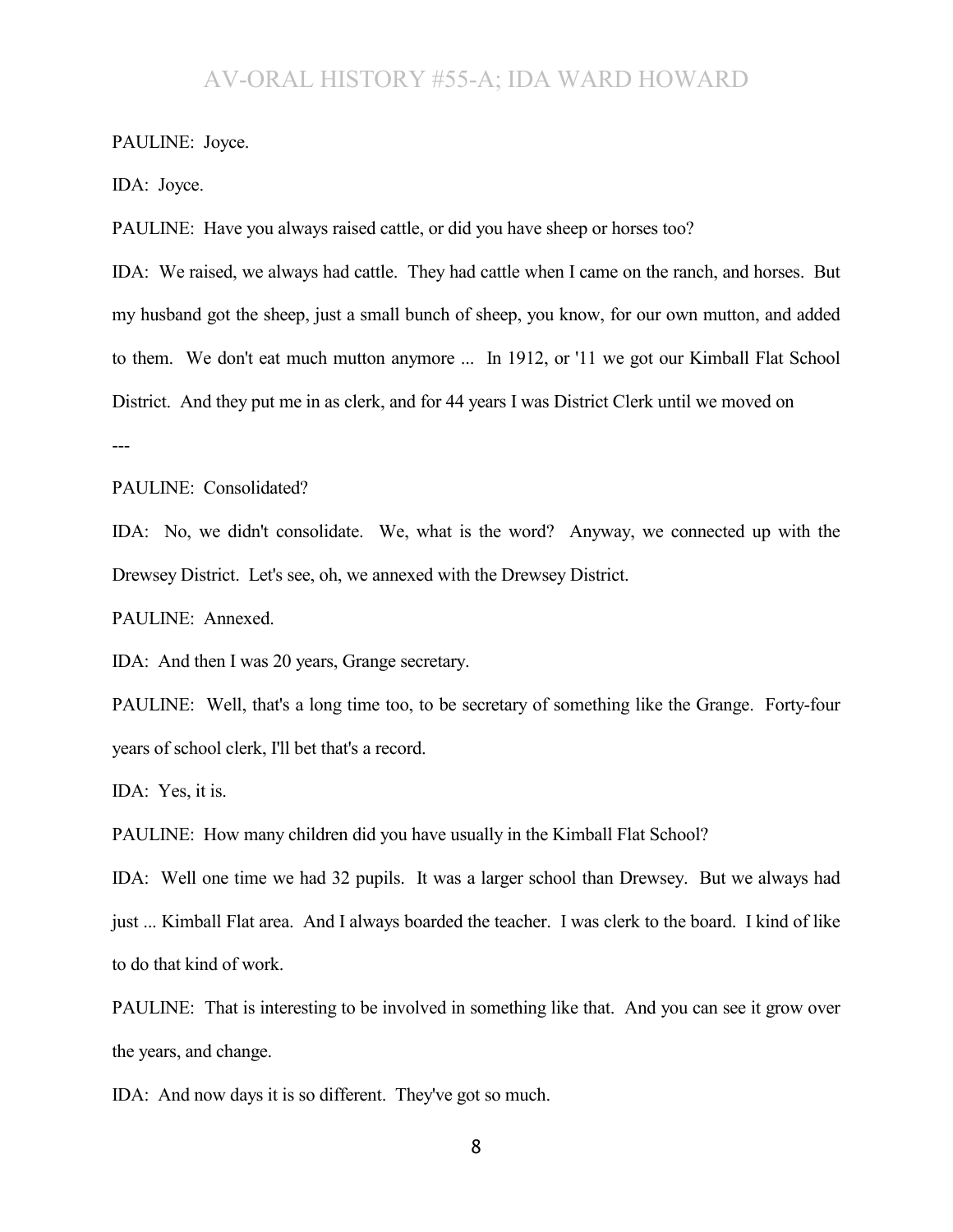PAULINE: Joyce.

IDA: Joyce.

PAULINE: Have you always raised cattle, or did you have sheep or horses too?

IDA: We raised, we always had cattle. They had cattle when I came on the ranch, and horses. But my husband got the sheep, just a small bunch of sheep, you know, for our own mutton, and added to them. We don't eat much mutton anymore ... In 1912, or '11 we got our Kimball Flat School District. And they put me in as clerk, and for 44 years I was District Clerk until we moved on ---

PAULINE: Consolidated?

IDA: No, we didn't consolidate. We, what is the word? Anyway, we connected up with the Drewsey District. Let's see, oh, we annexed with the Drewsey District.

PAULINE: Annexed.

IDA: And then I was 20 years, Grange secretary.

PAULINE: Well, that's a long time too, to be secretary of something like the Grange. Forty-four years of school clerk, I'll bet that's a record.

IDA: Yes, it is.

PAULINE: How many children did you have usually in the Kimball Flat School?

IDA: Well one time we had 32 pupils. It was a larger school than Drewsey. But we always had just ... Kimball Flat area. And I always boarded the teacher. I was clerk to the board. I kind of like to do that kind of work.

PAULINE: That is interesting to be involved in something like that. And you can see it grow over the years, and change.

IDA: And now days it is so different. They've got so much.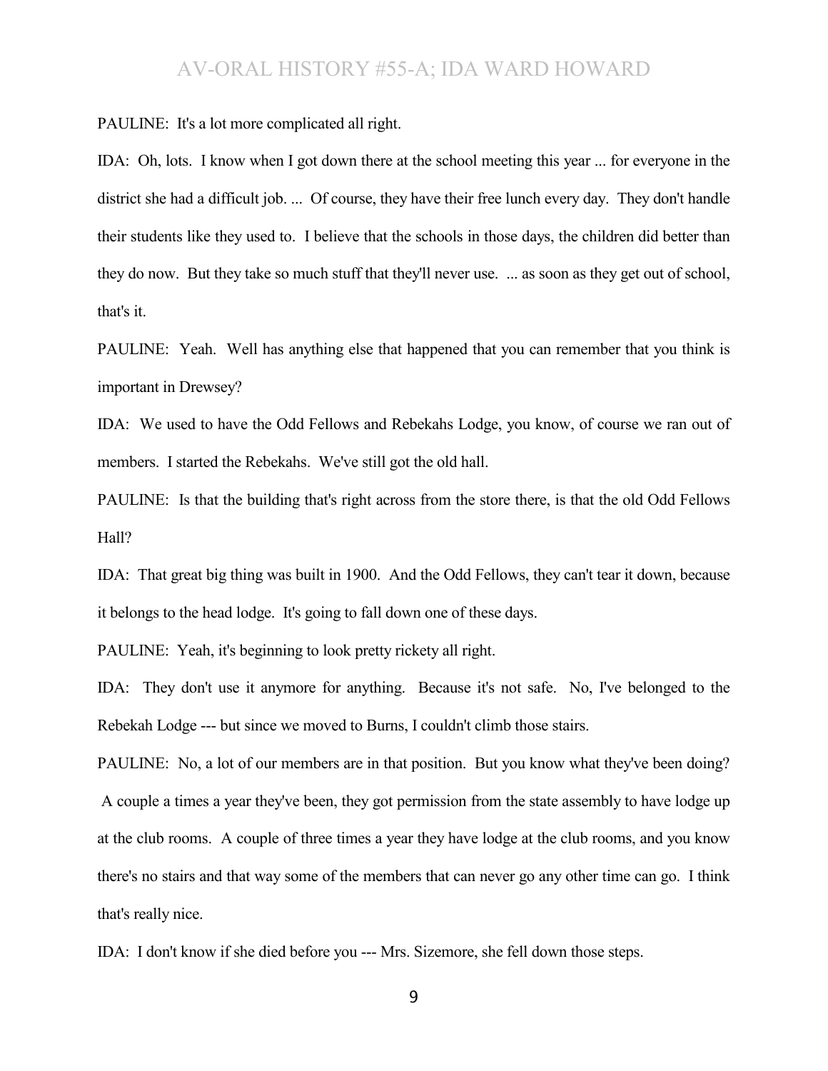PAULINE: It's a lot more complicated all right.

IDA: Oh, lots. I know when I got down there at the school meeting this year ... for everyone in the district she had a difficult job. ... Of course, they have their free lunch every day. They don't handle their students like they used to. I believe that the schools in those days, the children did better than they do now. But they take so much stuff that they'll never use. ... as soon as they get out of school, that's it.

PAULINE: Yeah. Well has anything else that happened that you can remember that you think is important in Drewsey?

IDA: We used to have the Odd Fellows and Rebekahs Lodge, you know, of course we ran out of members. I started the Rebekahs. We've still got the old hall.

PAULINE: Is that the building that's right across from the store there, is that the old Odd Fellows Hall?

IDA: That great big thing was built in 1900. And the Odd Fellows, they can't tear it down, because it belongs to the head lodge. It's going to fall down one of these days.

PAULINE: Yeah, it's beginning to look pretty rickety all right.

IDA: They don't use it anymore for anything. Because it's not safe. No, I've belonged to the Rebekah Lodge --- but since we moved to Burns, I couldn't climb those stairs.

PAULINE: No, a lot of our members are in that position. But you know what they've been doing? A couple a times a year they've been, they got permission from the state assembly to have lodge up at the club rooms. A couple of three times a year they have lodge at the club rooms, and you know there's no stairs and that way some of the members that can never go any other time can go. I think that's really nice.

IDA: I don't know if she died before you --- Mrs. Sizemore, she fell down those steps.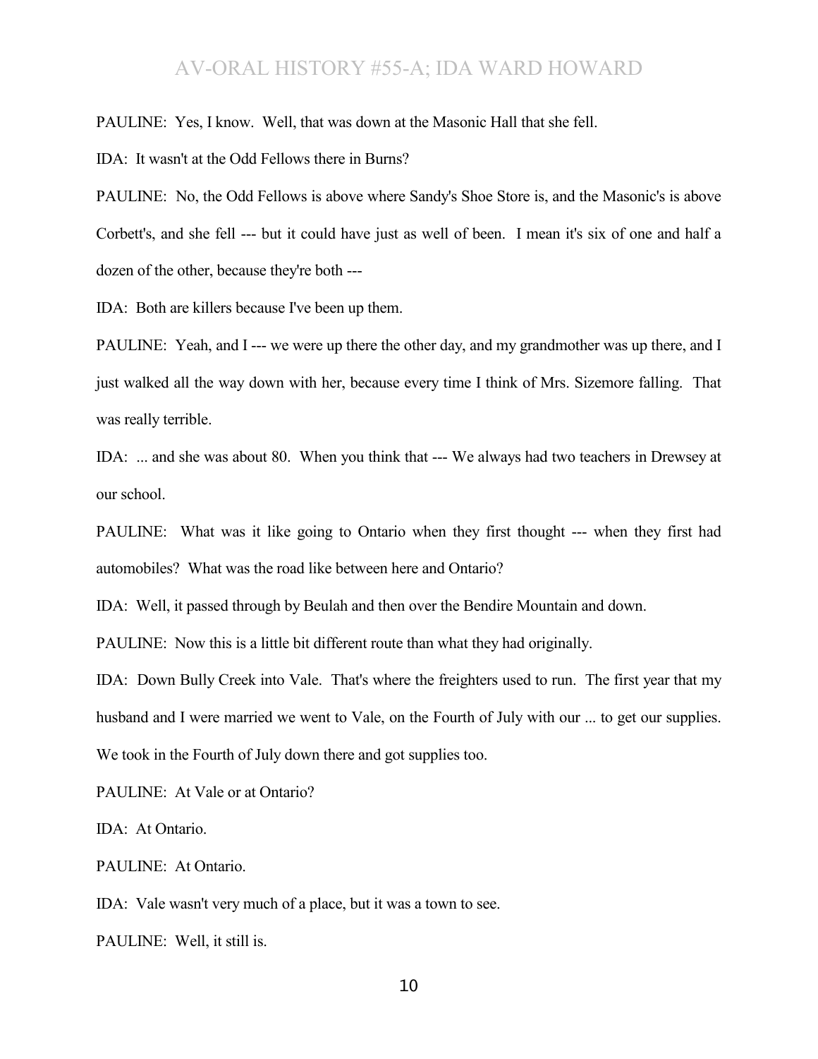PAULINE: Yes, I know. Well, that was down at the Masonic Hall that she fell.

IDA: It wasn't at the Odd Fellows there in Burns?

PAULINE: No, the Odd Fellows is above where Sandy's Shoe Store is, and the Masonic's is above Corbett's, and she fell --- but it could have just as well of been. I mean it's six of one and half a dozen of the other, because they're both ---

IDA: Both are killers because I've been up them.

PAULINE: Yeah, and I --- we were up there the other day, and my grandmother was up there, and I just walked all the way down with her, because every time I think of Mrs. Sizemore falling. That was really terrible.

IDA: ... and she was about 80. When you think that --- We always had two teachers in Drewsey at our school.

PAULINE: What was it like going to Ontario when they first thought --- when they first had automobiles? What was the road like between here and Ontario?

IDA: Well, it passed through by Beulah and then over the Bendire Mountain and down.

PAULINE: Now this is a little bit different route than what they had originally.

IDA: Down Bully Creek into Vale. That's where the freighters used to run. The first year that my husband and I were married we went to Vale, on the Fourth of July with our ... to get our supplies. We took in the Fourth of July down there and got supplies too.

PAULINE: At Vale or at Ontario?

IDA: At Ontario.

PAULINE: At Ontario.

IDA: Vale wasn't very much of a place, but it was a town to see.

PAULINE: Well, it still is.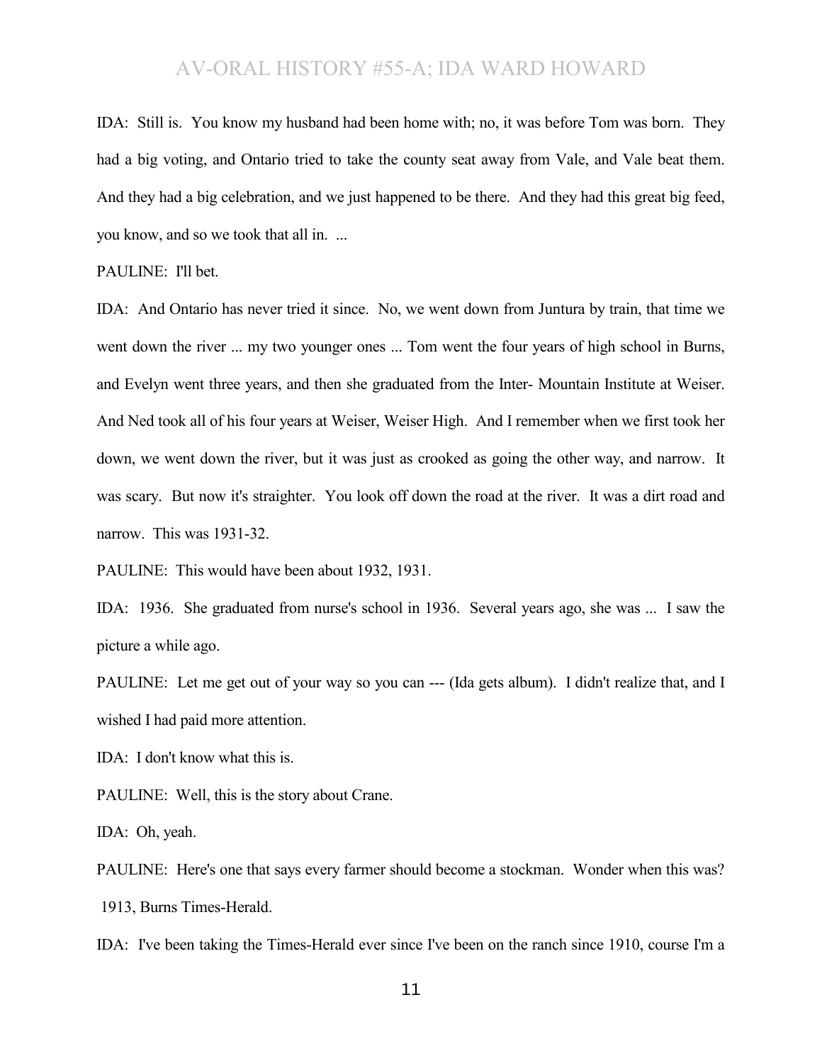IDA: Still is. You know my husband had been home with; no, it was before Tom was born. They had a big voting, and Ontario tried to take the county seat away from Vale, and Vale beat them. And they had a big celebration, and we just happened to be there. And they had this great big feed, you know, and so we took that all in. ...

PAULINE: I'll bet.

IDA: And Ontario has never tried it since. No, we went down from Juntura by train, that time we went down the river ... my two younger ones ... Tom went the four years of high school in Burns, and Evelyn went three years, and then she graduated from the Inter- Mountain Institute at Weiser. And Ned took all of his four years at Weiser, Weiser High. And I remember when we first took her down, we went down the river, but it was just as crooked as going the other way, and narrow. It was scary. But now it's straighter. You look off down the road at the river. It was a dirt road and narrow. This was 1931-32.

PAULINE: This would have been about 1932, 1931.

IDA: 1936. She graduated from nurse's school in 1936. Several years ago, she was ... I saw the picture a while ago.

PAULINE: Let me get out of your way so you can --- (Ida gets album). I didn't realize that, and I wished I had paid more attention.

IDA: I don't know what this is.

PAULINE: Well, this is the story about Crane.

IDA: Oh, yeah.

PAULINE: Here's one that says every farmer should become a stockman. Wonder when this was? 1913, Burns Times-Herald.

IDA: I've been taking the Times-Herald ever since I've been on the ranch since 1910, course I'm a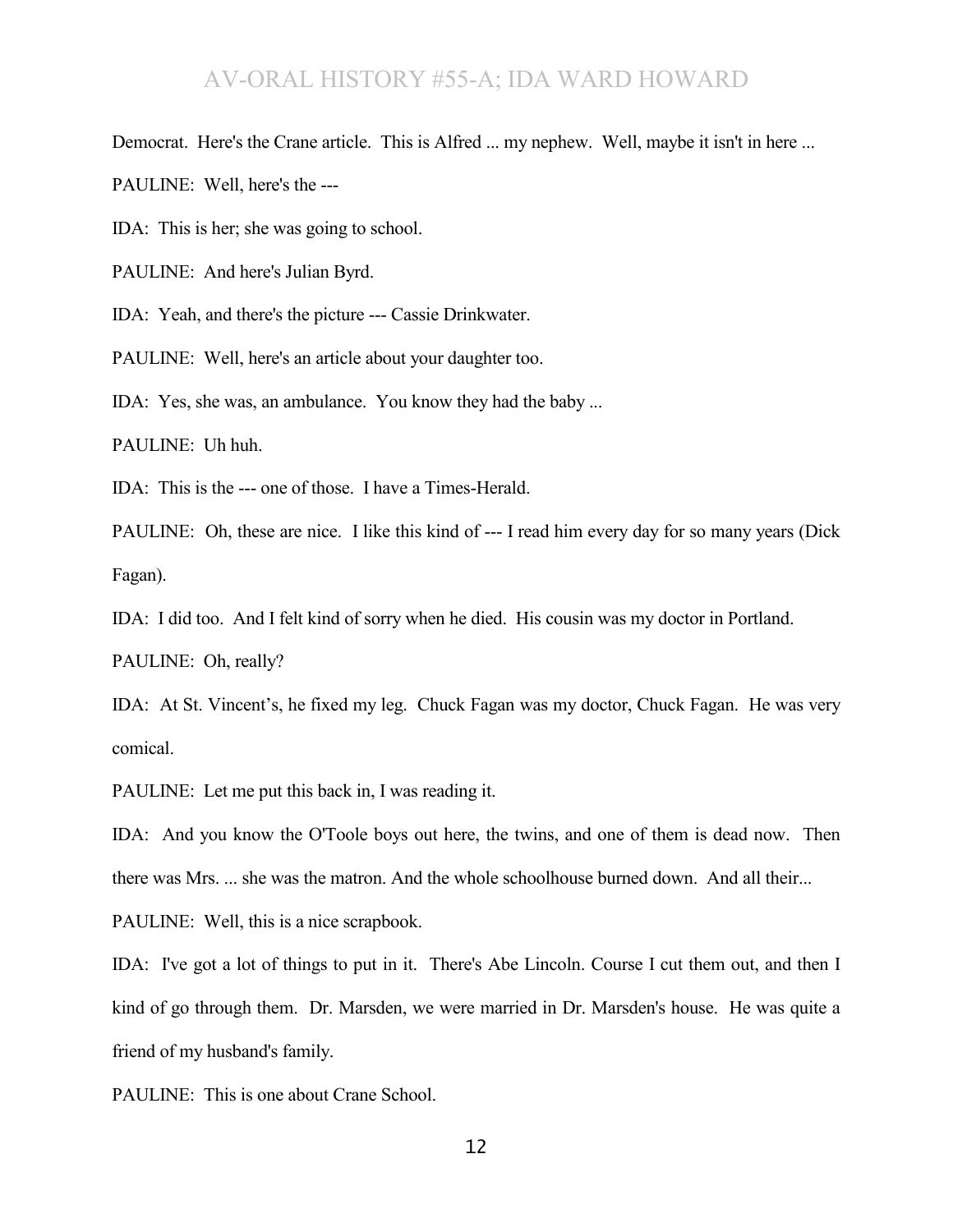Democrat. Here's the Crane article. This is Alfred ... my nephew. Well, maybe it isn't in here ...

PAULINE: Well, here's the ---

IDA: This is her; she was going to school.

PAULINE: And here's Julian Byrd.

IDA: Yeah, and there's the picture --- Cassie Drinkwater.

PAULINE: Well, here's an article about your daughter too.

IDA: Yes, she was, an ambulance. You know they had the baby ...

PAULINE: Uh huh.

IDA: This is the --- one of those. I have a Times-Herald.

PAULINE: Oh, these are nice. I like this kind of --- I read him every day for so many years (Dick Fagan).

IDA: I did too. And I felt kind of sorry when he died. His cousin was my doctor in Portland.

PAULINE: Oh, really?

IDA: At St. Vincent's, he fixed my leg. Chuck Fagan was my doctor, Chuck Fagan. He was very comical.

PAULINE: Let me put this back in, I was reading it.

IDA: And you know the O'Toole boys out here, the twins, and one of them is dead now. Then there was Mrs. ... she was the matron. And the whole schoolhouse burned down. And all their...

PAULINE: Well, this is a nice scrapbook.

IDA: I've got a lot of things to put in it. There's Abe Lincoln. Course I cut them out, and then I kind of go through them. Dr. Marsden, we were married in Dr. Marsden's house. He was quite a friend of my husband's family.

PAULINE: This is one about Crane School.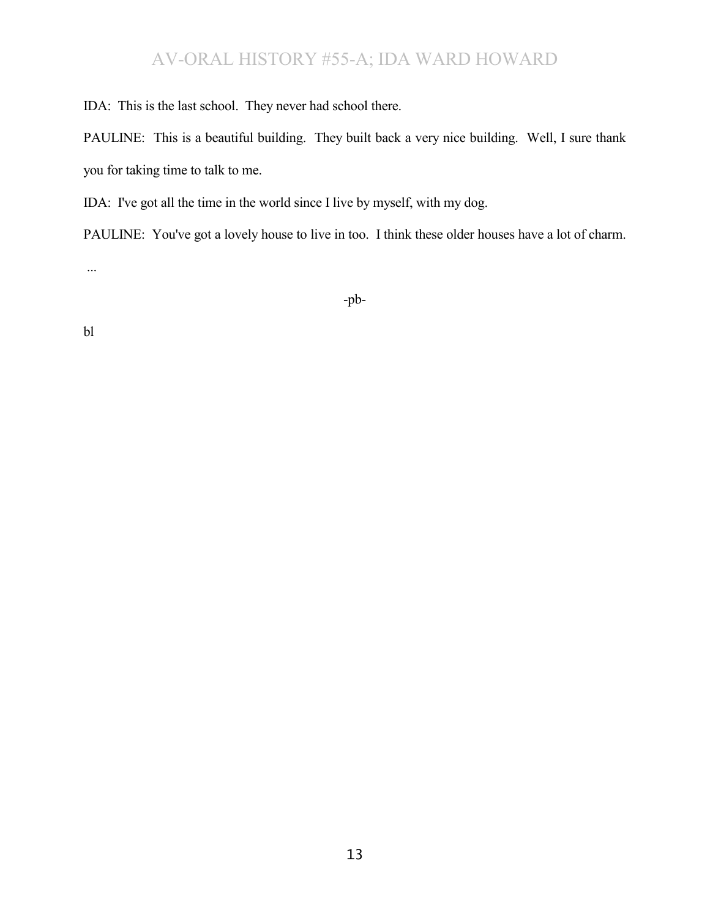IDA: This is the last school. They never had school there.

PAULINE: This is a beautiful building. They built back a very nice building. Well, I sure thank you for taking time to talk to me.

IDA: I've got all the time in the world since I live by myself, with my dog.

PAULINE: You've got a lovely house to live in too. I think these older houses have a lot of charm.

...

-pb-

bl